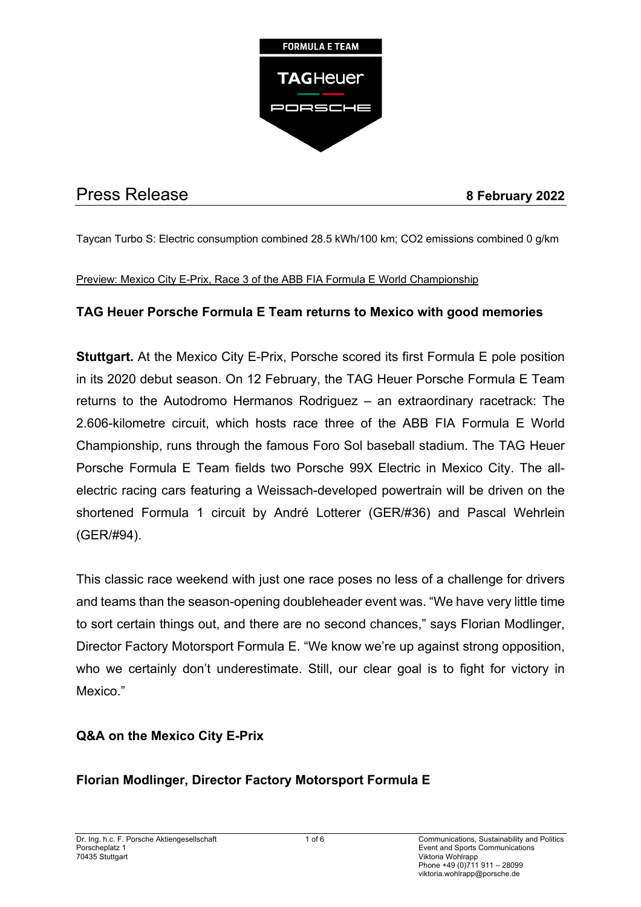# Press Release

**8 February 2022**

Taycan Turbo S: Electric consumption combined 28.5 kWh/100 km; $CO_2$ emissions combined 0 g/km

Preview: Mexico City E-Prix, Race 3 of the ABB FIA Formula E World Championship

## TAG Heuer Porsche Formula E Team returns to Mexico with good memories

**Stuttgart.** At the Mexico City E-Prix, Porsche scored its first Formula E pole position in its 2020 debut season. On 12 February, the TAG Heuer Porsche Formula E Team returns to the Autodromo Hermanos Rodriguez – an extraordinary racetrack: The 2.606-kilometre circuit, which hosts race three of the ABB FIA Formula E World Championship, runs through the famous Foro Sol baseball stadium. The TAG Heuer Porsche Formula E Team fields two Porsche 99X Electric in Mexico City. The all-electric racing cars featuring a Weissach-developed powertrain will be driven on the shortened Formula 1 circuit by André Lotterer (GER/#36) and Pascal Wehrlein (GER/#94).

This classic race weekend with just one race poses no less of a challenge for drivers and teams than the season-opening doubleheader event was. "We have very little time to sort certain things out, and there are no second chances," says Florian Modlinger, Director Factory Motorsport Formula E. "We know we're up against strong opposition, who we certainly don't underestimate. Still, our clear goal is to fight for victory in Mexico."

### Q&A on the Mexico City E-Prix

### Florian Modlinger, Director Factory Motorsport Formula E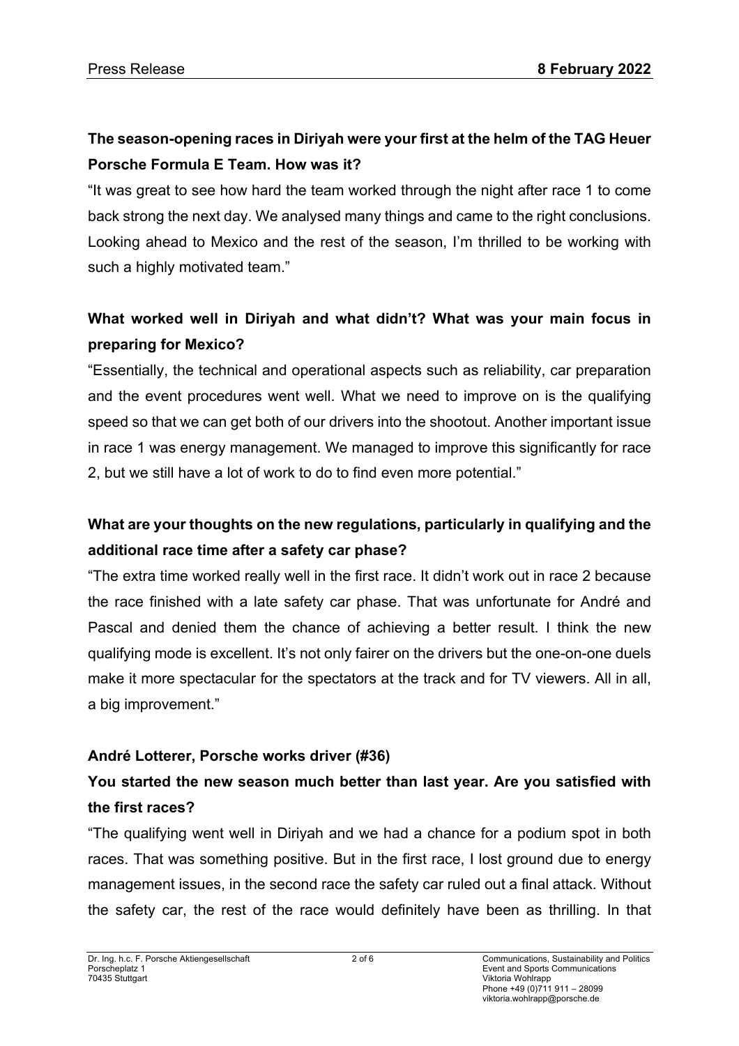**The season-opening races in Diriyah were your first at the helm of the TAG Heuer Porsche Formula E Team. How was it?**

"It was great to see how hard the team worked through the night after race 1 to come back strong the next day. We analysed many things and came to the right conclusions. Looking ahead to Mexico and the rest of the season, I'm thrilled to be working with such a highly motivated team."

**What worked well in Diriyah and what didn't? What was your main focus in preparing for Mexico?**

"Essentially, the technical and operational aspects such as reliability, car preparation and the event procedures went well. What we need to improve on is the qualifying speed so that we can get both of our drivers into the shootout. Another important issue in race 1 was energy management. We managed to improve this significantly for race 2, but we still have a lot of work to do to find even more potential."

**What are your thoughts on the new regulations, particularly in qualifying and the additional race time after a safety car phase?**

"The extra time worked really well in the first race. It didn't work out in race 2 because the race finished with a late safety car phase. That was unfortunate for André and Pascal and denied them the chance of achieving a better result. I think the new qualifying mode is excellent. It's not only fairer on the drivers but the one-on-one duels make it more spectacular for the spectators at the track and for TV viewers. All in all, a big improvement."

**André Lotterer, Porsche works driver (#36)**

**You started the new season much better than last year. Are you satisfied with the first races?**

"The qualifying went well in Diriyah and we had a chance for a podium spot in both races. That was something positive. But in the first race, I lost ground due to energy management issues, in the second race the safety car ruled out a final attack. Without the safety car, the rest of the race would definitely have been as thrilling. In that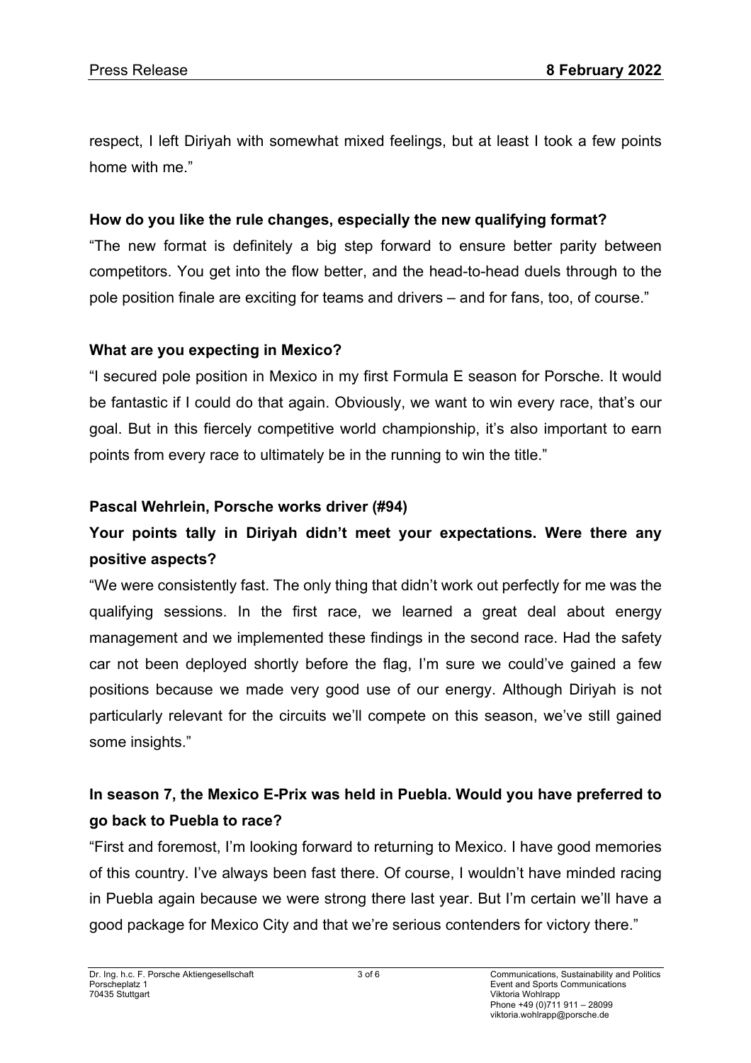respect, I left Diriyah with somewhat mixed feelings, but at least I took a few points home with me."

**How do you like the rule changes, especially the new qualifying format?**

"The new format is definitely a big step forward to ensure better parity between competitors. You get into the flow better, and the head-to-head duels through to the pole position finale are exciting for teams and drivers – and for fans, too, of course."

**What are you expecting in Mexico?**

"I secured pole position in Mexico in my first Formula E season for Porsche. It would be fantastic if I could do that again. Obviously, we want to win every race, that's our goal. But in this fiercely competitive world championship, it's also important to earn points from every race to ultimately be in the running to win the title."

**Pascal Wehrlein, Porsche works driver (#94)**

**Your points tally in Diriyah didn't meet your expectations. Were there any positive aspects?**

"We were consistently fast. The only thing that didn't work out perfectly for me was the qualifying sessions. In the first race, we learned a great deal about energy management and we implemented these findings in the second race. Had the safety car not been deployed shortly before the flag, I'm sure we could've gained a few positions because we made very good use of our energy. Although Diriyah is not particularly relevant for the circuits we'll compete on this season, we've still gained some insights."

**In season 7, the Mexico E-Prix was held in Puebla. Would you have preferred to go back to Puebla to race?**

"First and foremost, I'm looking forward to returning to Mexico. I have good memories of this country. I've always been fast there. Of course, I wouldn't have minded racing in Puebla again because we were strong there last year. But I'm certain we'll have a good package for Mexico City and that we're serious contenders for victory there."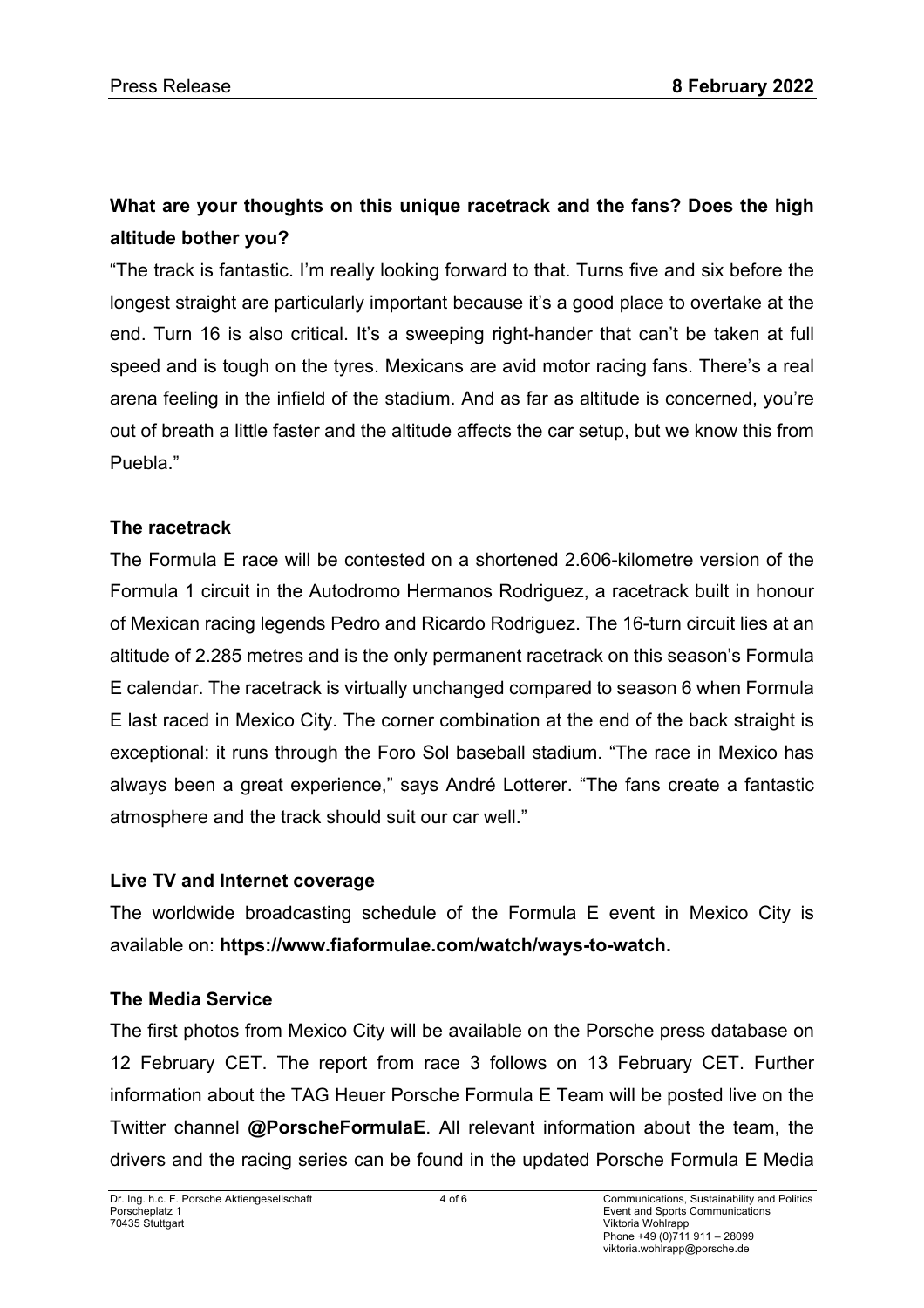**What are your thoughts on this unique racetrack and the fans? Does the high altitude bother you?**

"The track is fantastic. I'm really looking forward to that. Turns five and six before the longest straight are particularly important because it's a good place to overtake at the end. Turn 16 is also critical. It's a sweeping right-hander that can't be taken at full speed and is tough on the tyres. Mexicans are avid motor racing fans. There's a real arena feeling in the infield of the stadium. And as far as altitude is concerned, you're out of breath a little faster and the altitude affects the car setup, but we know this from Puebla."

**The racetrack**

The Formula E race will be contested on a shortened 2.606-kilometre version of the Formula 1 circuit in the Autodromo Hermanos Rodriguez, a racetrack built in honour of Mexican racing legends Pedro and Ricardo Rodriguez. The 16-turn circuit lies at an altitude of 2.285 metres and is the only permanent racetrack on this season's Formula E calendar. The racetrack is virtually unchanged compared to season 6 when Formula E last raced in Mexico City. The corner combination at the end of the back straight is exceptional: it runs through the Foro Sol baseball stadium. "The race in Mexico has always been a great experience," says André Lotterer. "The fans create a fantastic atmosphere and the track should suit our car well."

**Live TV and Internet coverage**

The worldwide broadcasting schedule of the Formula E event in Mexico City is available on: **https://www.fiaformulae.com/watch/ways-to-watch.**

**The Media Service**

The first photos from Mexico City will be available on the Porsche press database on 12 February CET. The report from race 3 follows on 13 February CET. Further information about the TAG Heuer Porsche Formula E Team will be posted live on the Twitter channel **@PorscheFormulaE**. All relevant information about the team, the drivers and the racing series can be found in the updated Porsche Formula E Media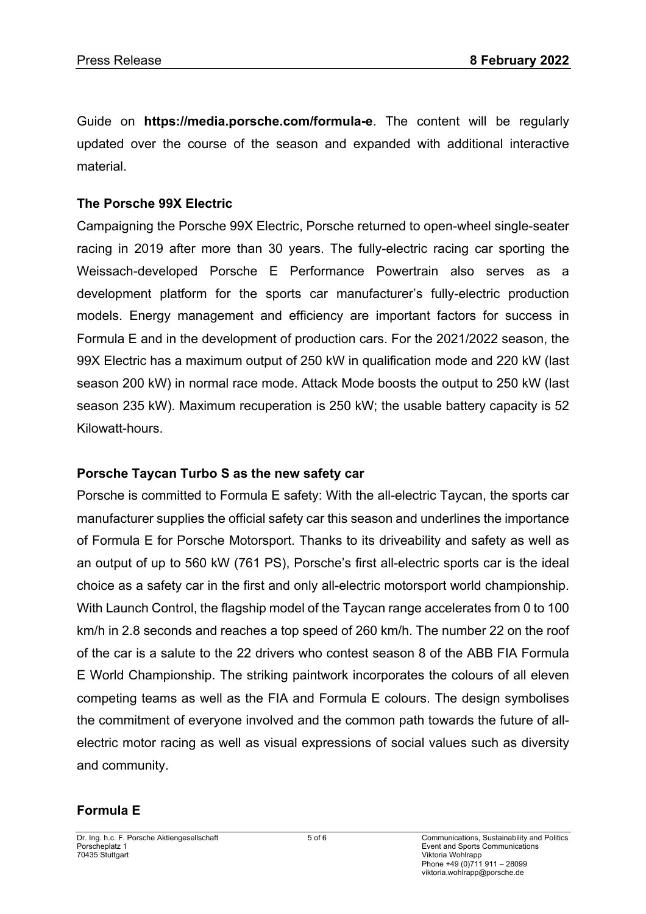Guide on **https://media.porsche.com/formula-e**. The content will be regularly updated over the course of the season and expanded with additional interactive material.

## The Porsche 99X Electric

Campaigning the Porsche 99X Electric, Porsche returned to open-wheel single-seater racing in 2019 after more than 30 years. The fully-electric racing car sporting the Weissach-developed Porsche E Performance Powertrain also serves as a development platform for the sports car manufacturer's fully-electric production models. Energy management and efficiency are important factors for success in Formula E and in the development of production cars. For the 2021/2022 season, the 99X Electric has a maximum output of 250 kW in qualification mode and 220 kW (last season 200 kW) in normal race mode. Attack Mode boosts the output to 250 kW (last season 235 kW). Maximum recuperation is 250 kW; the usable battery capacity is 52 Kilowatt-hours.

## Porsche Taycan Turbo S as the new safety car

Porsche is committed to Formula E safety: With the all-electric Taycan, the sports car manufacturer supplies the official safety car this season and underlines the importance of Formula E for Porsche Motorsport. Thanks to its driveability and safety as well as an output of up to 560 kW (761 PS), Porsche's first all-electric sports car is the ideal choice as a safety car in the first and only all-electric motorsport world championship. With Launch Control, the flagship model of the Taycan range accelerates from 0 to 100 km/h in 2.8 seconds and reaches a top speed of 260 km/h. The number 22 on the roof of the car is a salute to the 22 drivers who contest season 8 of the ABB FIA Formula E World Championship. The striking paintwork incorporates the colours of all eleven competing teams as well as the FIA and Formula E colours. The design symbolises the commitment of everyone involved and the common path towards the future of all-electric motor racing as well as visual expressions of social values such as diversity and community.

## Formula E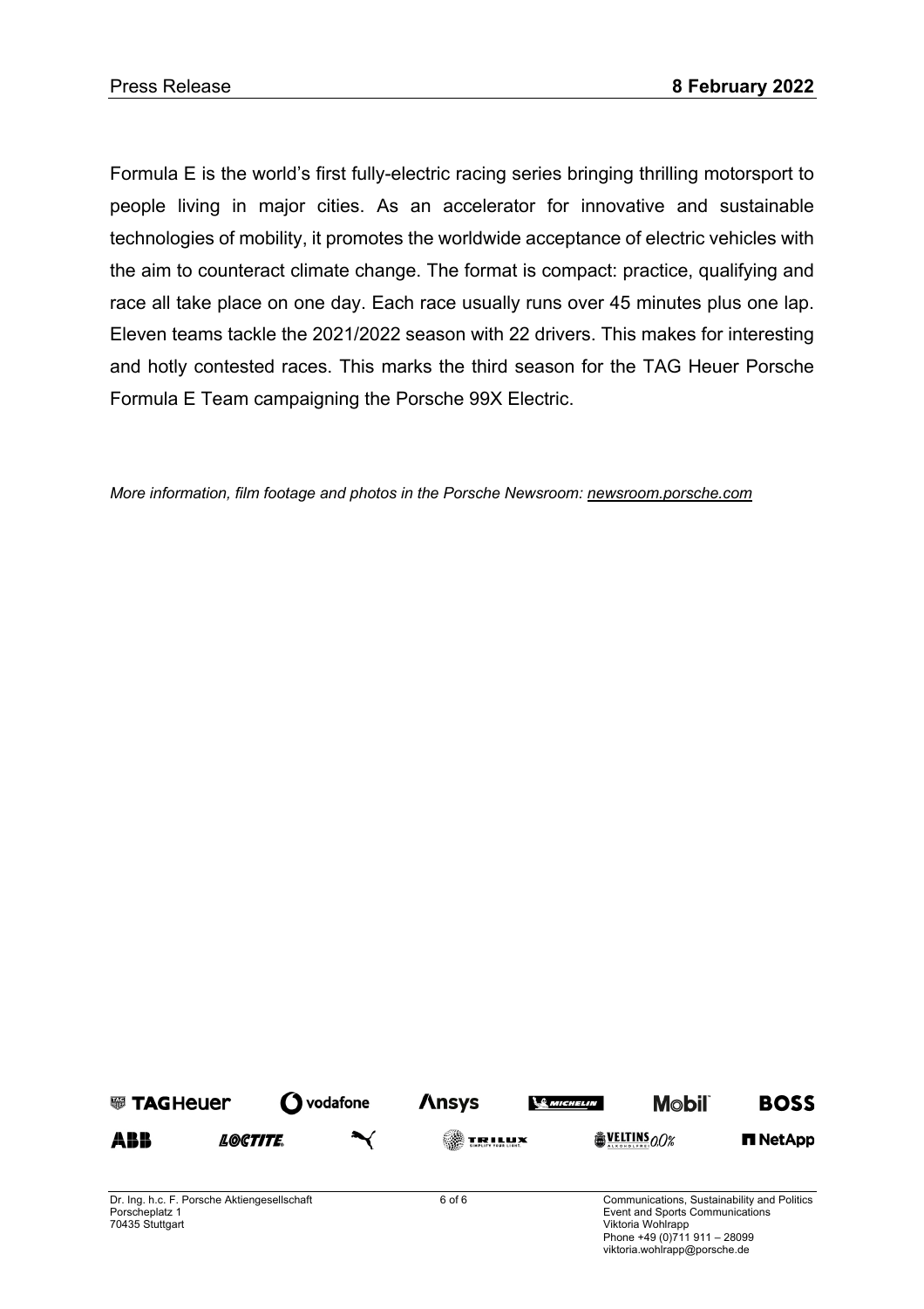Formula E is the world's first fully-electric racing series bringing thrilling motorsport to people living in major cities. As an accelerator for innovative and sustainable technologies of mobility, it promotes the worldwide acceptance of electric vehicles with the aim to counteract climate change. The format is compact: practice, qualifying and race all take place on one day. Each race usually runs over 45 minutes plus one lap. Eleven teams tackle the 2021/2022 season with 22 drivers. This makes for interesting and hotly contested races. This marks the third season for the TAG Heuer Porsche Formula E Team campaigning the Porsche 99X Electric.

*More information, film footage and photos in the Porsche Newsroom: newsroom.porsche.com*

Dr. Ing. h.c. F. Porsche Aktiengesellschaft
Porscheplatz 1
70435 Stuttgart

Communications, Sustainability and Politics
Event and Sports Communications
Viktoria Wohlrapp
Phone +49 (0)711 911 – 28099
viktoria.wohlrapp@porsche.de